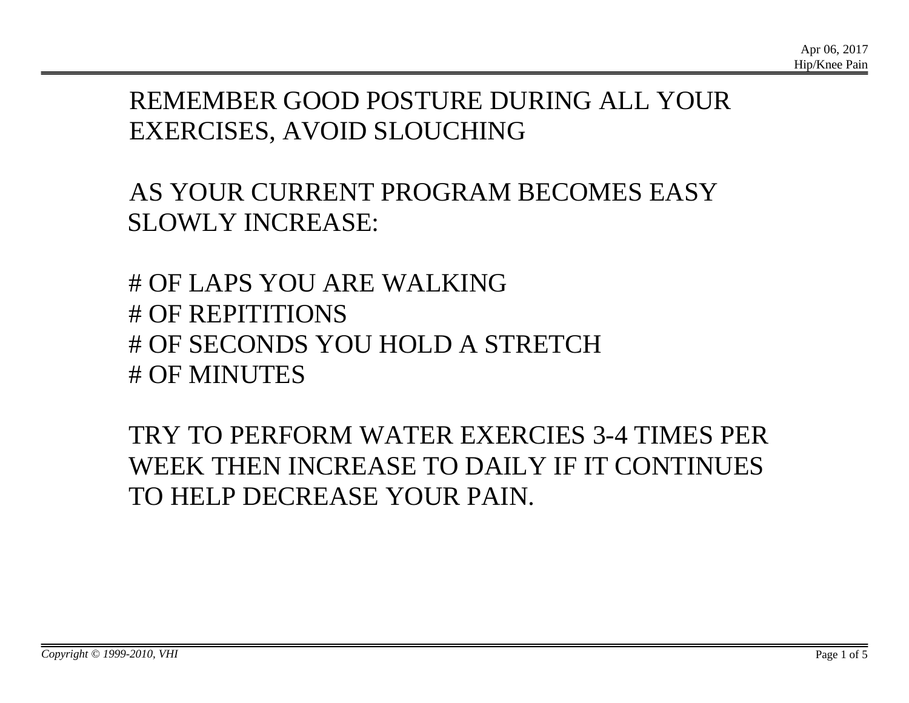REMEMBER GOOD POSTURE DURING ALL YOUR EXERCISES, AVOID SLOUCHING

AS YOUR CURRENT PROGRAM BECOMES EASY SLOWLY INCREASE:

# OF LAPS YOU ARE WALKING
# OF REPITITIONS
# OF SECONDS YOU HOLD A STRETCH
# OF MINUTES

TRY TO PERFORM WATER EXERCIES 3-4 TIMES PER WEEK THEN INCREASE TO DAILY IF IT CONTINUES TO HELP DECREASE YOUR PAIN.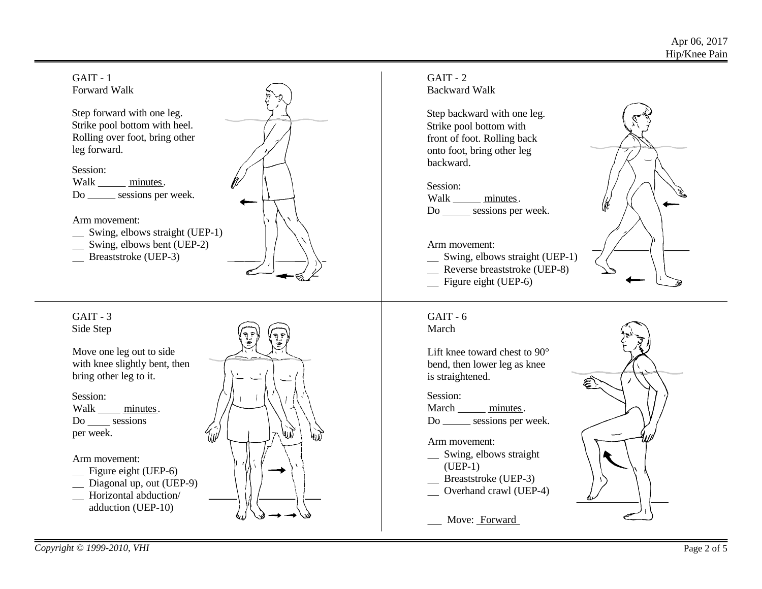## GAIT - 1
### Forward Walk

Step forward with one leg. Strike pool bottom with heel. Rolling over foot, bring other leg forward.

Session:
Walk _____ minutes.
Do _____ sessions per week.

Arm movement:
- __ Swing, elbows straight (UEP-1)
- __ Swing, elbows bent (UEP-2)
- __ Breaststroke (UEP-3)

## GAIT - 2
### Backward Walk

Step backward with one leg. Strike pool bottom with front of foot. Rolling back onto foot, bring other leg backward.

Session:
Walk _____ minutes.
Do _____ sessions per week.

Arm movement:
- __ Swing, elbows straight (UEP-1)
- __ Reverse breaststroke (UEP-8)
- __ Figure eight (UEP-6)

## GAIT - 3
### Side Step

Move one leg out to side with knee slightly bent, then bring other leg to it.

Session:
Walk ____ minutes.
Do ____ sessions per week.

Arm movement:
- __ Figure eight (UEP-6)
- __ Diagonal up, out (UEP-9)
- __ Horizontal abduction/ adduction (UEP-10)

## GAIT - 6
### March

Lift knee toward chest to 90° bend, then lower leg as knee is straightened.

Session:
March _____ minutes.
Do _____ sessions per week.

Arm movement:
- __ Swing, elbows straight (UEP-1)
- __ Breaststroke (UEP-3)
- __ Overhand crawl (UEP-4)

___ Move: Forward

*Copyright © 1999-2010, VHI*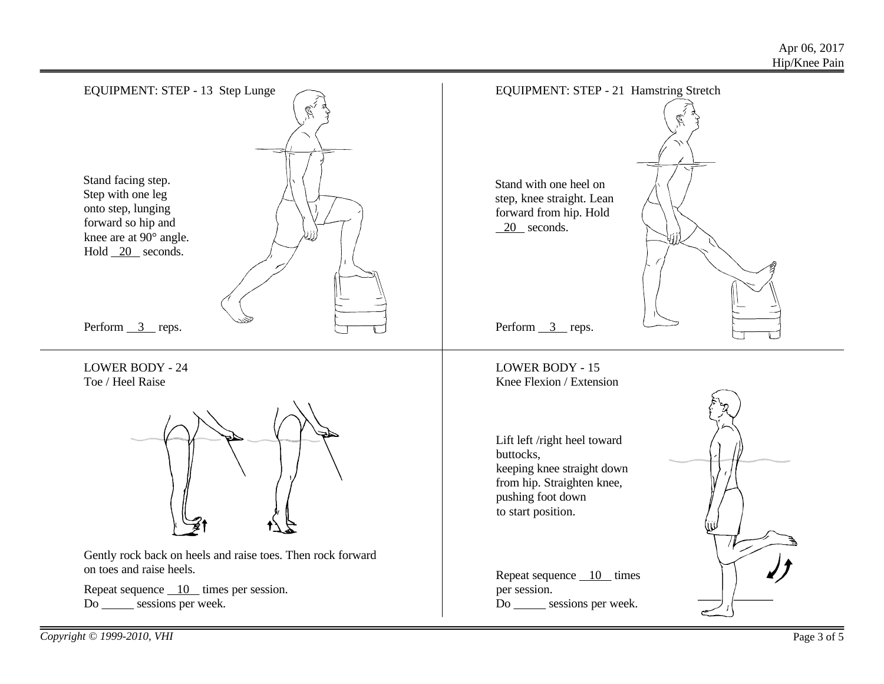## EQUIPMENT: STEP - 13 Step Lunge

Stand facing step. Step with one leg onto step, lunging forward so hip and knee are at 90° angle. Hold __20__ seconds.

Perform __3__ reps.

## EQUIPMENT: STEP - 21 Hamstring Stretch

Stand with one heel on step, knee straight. Lean forward from hip. Hold __20__ seconds.

Perform __3__ reps.

## LOWER BODY - 24 Toe / Heel Raise

Gently rock back on heels and raise toes. Then rock forward on toes and raise heels.

Repeat sequence __10__ times per session.
Do _____ sessions per week.

## LOWER BODY - 15 Knee Flexion / Extension

Lift left /right heel toward buttocks, keeping knee straight down from hip. Straighten knee, pushing foot down to start position.

Repeat sequence __10__ times per session.
Do _____ sessions per week.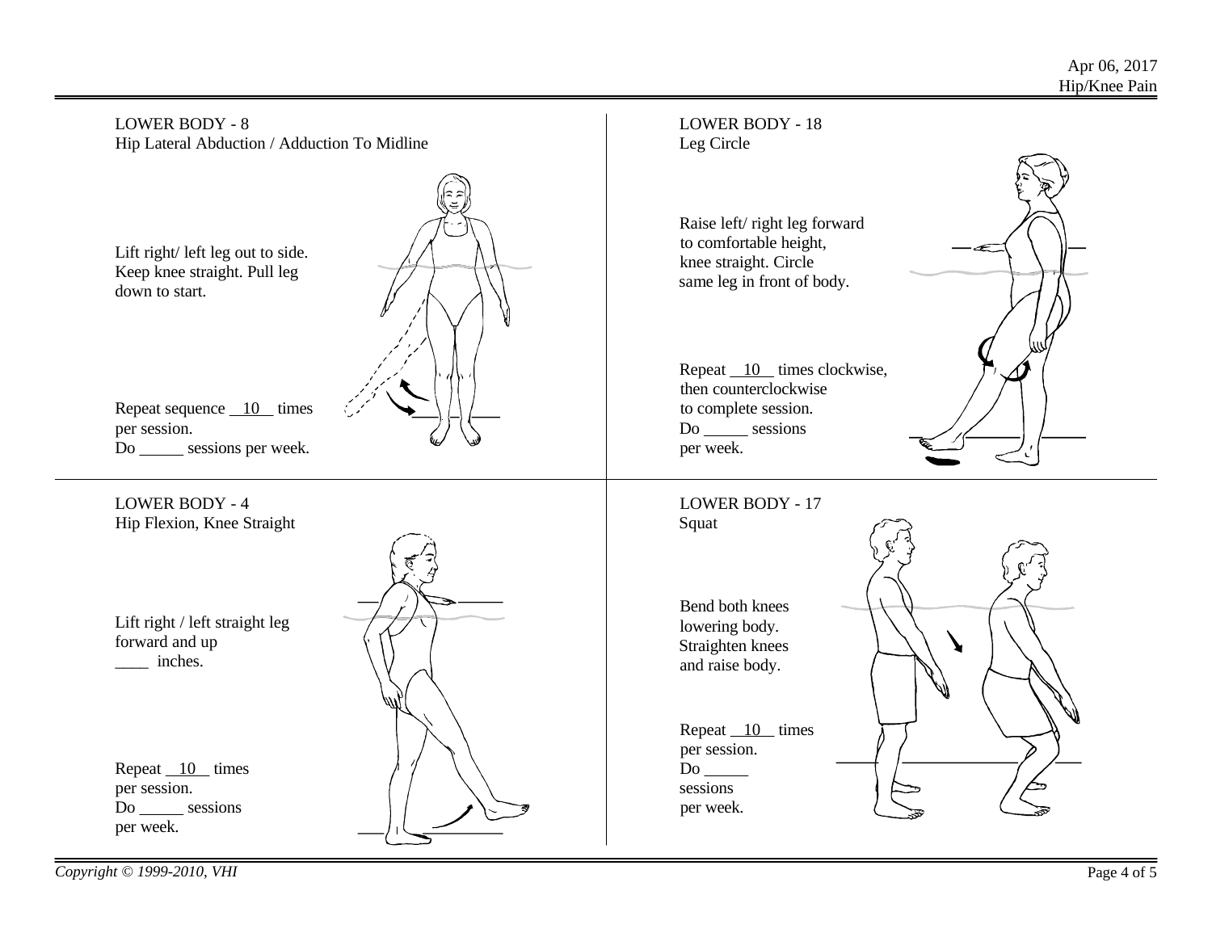## LOWER BODY - 8
### Hip Lateral Abduction / Adduction To Midline

Lift right/ left leg out to side. Keep knee straight. Pull leg down to start.

Repeat sequence __10__ times per session.
Do _____ sessions per week.

## LOWER BODY - 18
### Leg Circle

Raise left/ right leg forward to comfortable height, knee straight. Circle same leg in front of body.

Repeat __10__ times clockwise, then counterclockwise to complete session.
Do _____ sessions per week.

## LOWER BODY - 4
### Hip Flexion, Knee Straight

Lift right / left straight leg forward and up ____ inches.

Repeat __10__ times per session.
Do _____ sessions per week.

## LOWER BODY - 17
### Squat

Bend both knees lowering body. Straighten knees and raise body.

Repeat __10__ times per session.
Do _____ sessions per week.

*Copyright © 1999-2010, VHI*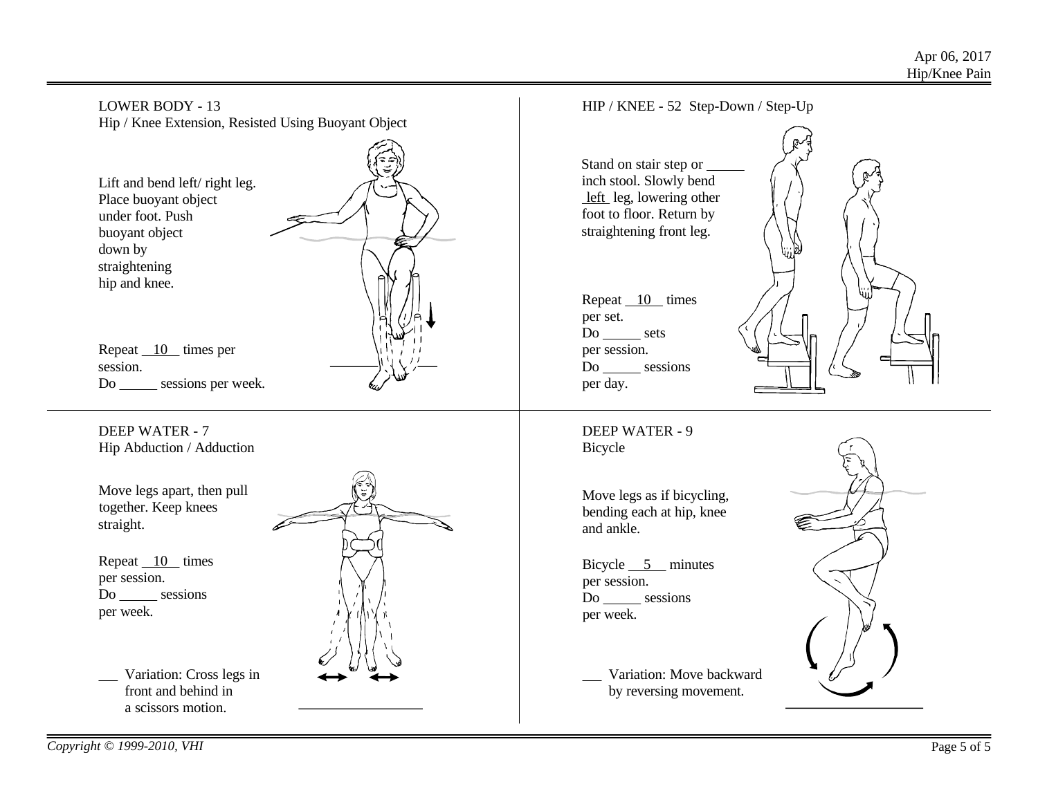## LOWER BODY - 13

### Hip / Knee Extension, Resisted Using Buoyant Object

Lift and bend left/ right leg. Place buoyant object under foot. Push buoyant object down by straightening hip and knee.

Repeat \_\_10\_\_ times per session.
Do \_\_\_\_\_ sessions per week.

## HIP / KNEE - 52 Step-Down / Step-Up

Stand on stair step or \_\_\_\_\_ inch stool. Slowly bend \_left\_ leg, lowering other foot to floor. Return by straightening front leg.

Repeat \_\_10\_\_ times per set.
Do \_\_\_\_\_ sets per session.
Do \_\_\_\_\_ sessions per day.

## DEEP WATER - 7

### Hip Abduction / Adduction

Move legs apart, then pull together. Keep knees straight.

Repeat \_\_10\_\_ times per session.
Do \_\_\_\_\_ sessions per week.

\_\_\_ Variation: Cross legs in front and behind in a scissors motion.

## DEEP WATER - 9

### Bicycle

Move legs as if bicycling, bending each at hip, knee and ankle.

Bicycle \_\_5\_\_ minutes per session.
Do \_\_\_\_\_ sessions per week.

\_\_\_ Variation: Move backward by reversing movement.